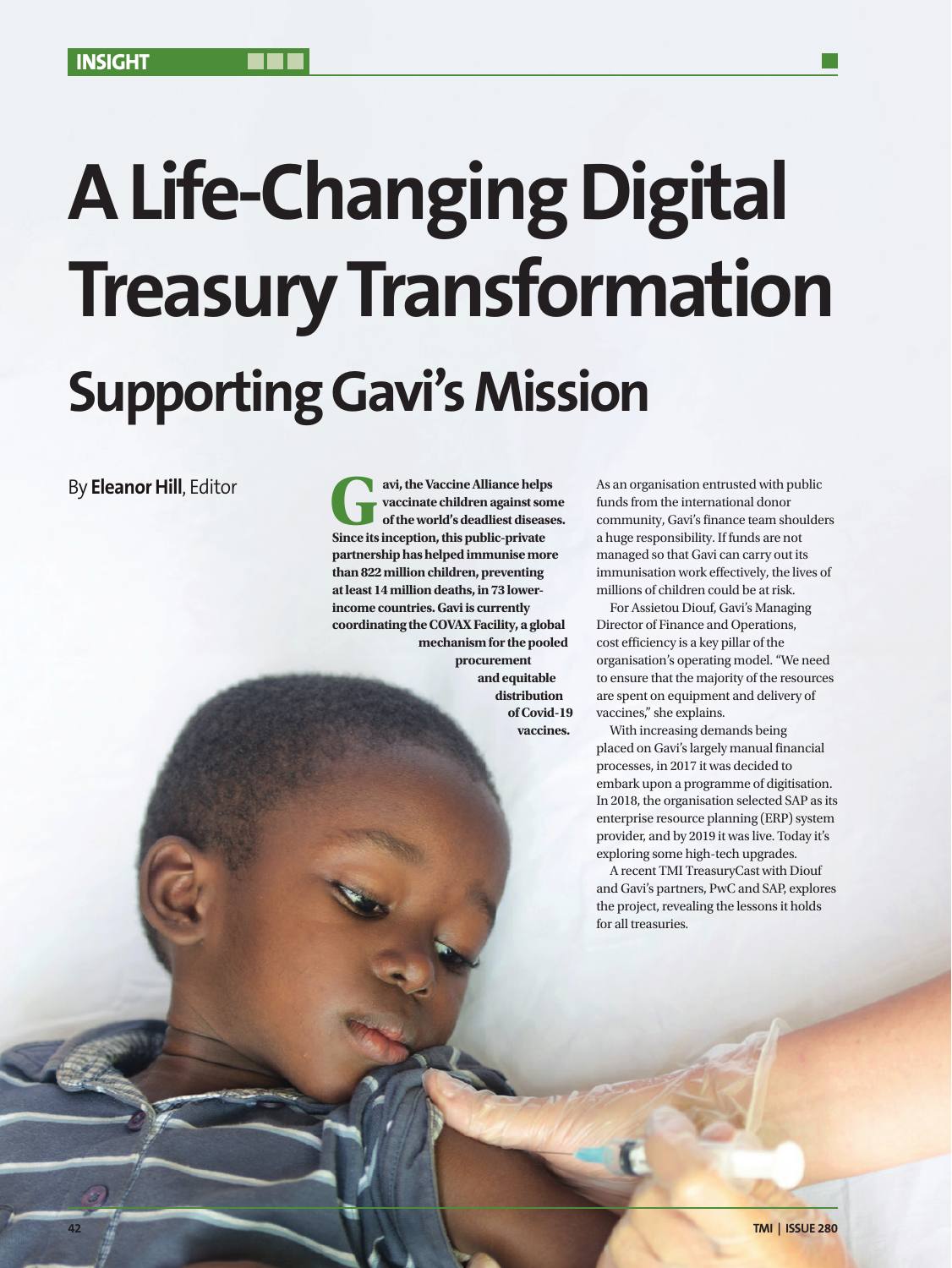# A Life-Changing Digital Treasury Transformation

## Supporting Gavi's Mission

By **Eleanor Hill**, Editor

**Gavi, the Vaccine Alliance helps vaccinate children against some of the world's deadliest diseases. Since its inception, this public-private partnership has helped immunise more than 822 million children, preventing at least 14 million deaths, in 73 lower-income countries. Gavi is currently coordinating the COVAX Facility, a global mechanism for the pooled procurement and equitable distribution of Covid-19 vaccines.**

As an organisation entrusted with public funds from the international donor community, Gavi's finance team shoulders a huge responsibility. If funds are not managed so that Gavi can carry out its immunisation work effectively, the lives of millions of children could be at risk.

For Assietou Diouf, Gavi's Managing Director of Finance and Operations, cost efficiency is a key pillar of the organisation's operating model. "We need to ensure that the majority of the resources are spent on equipment and delivery of vaccines," she explains.

With increasing demands being placed on Gavi's largely manual financial processes, in 2017 it was decided to embark upon a programme of digitisation. In 2018, the organisation selected SAP as its enterprise resource planning (ERP) system provider, and by 2019 it was live. Today it's exploring some high-tech upgrades.

A recent TMI TreasuryCast with Diouf and Gavi's partners, PwC and SAP, explores the project, revealing the lessons it holds for all treasuries.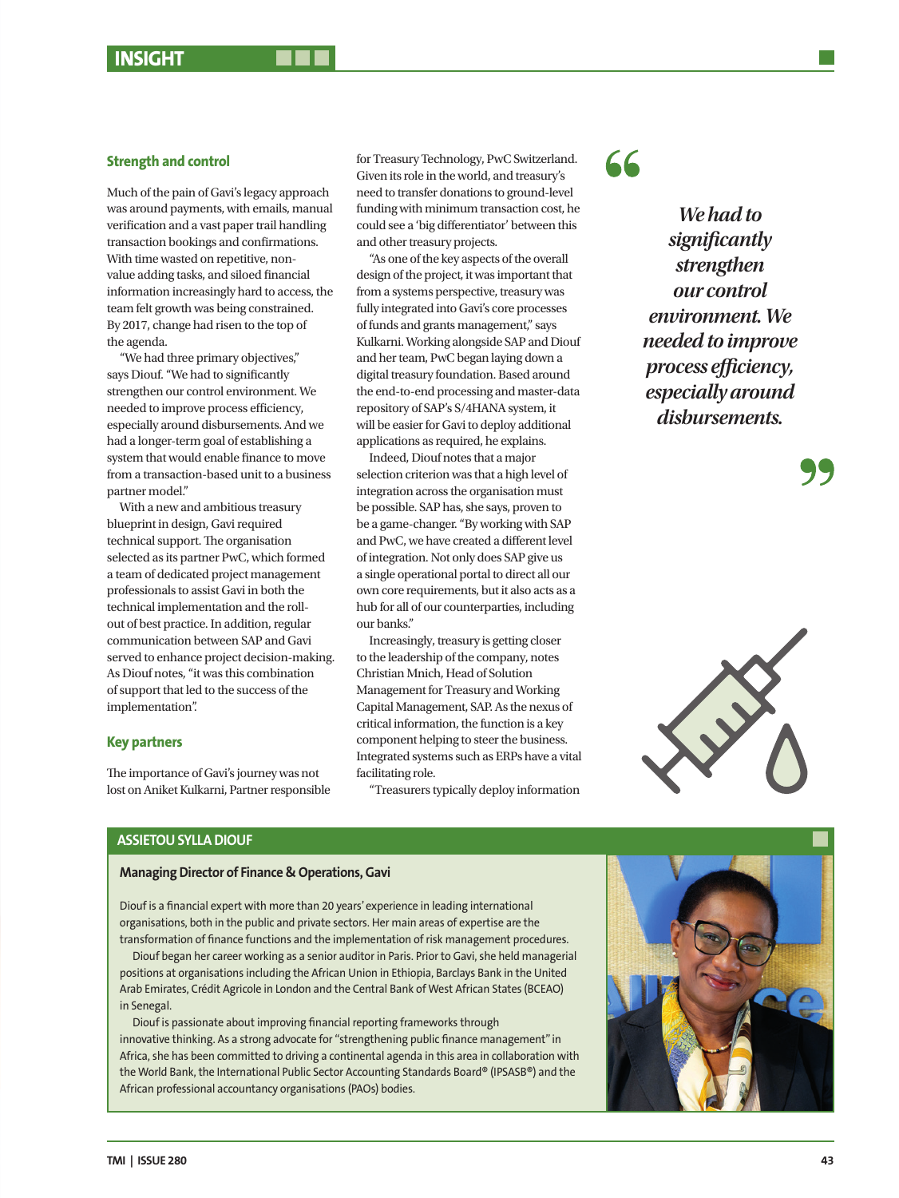## Strength and control

Much of the pain of Gavi's legacy approach was around payments, with emails, manual verification and a vast paper trail handling transaction bookings and confirmations. With time wasted on repetitive, non-value adding tasks, and siloed financial information increasingly hard to access, the team felt growth was being constrained. By 2017, change had risen to the top of the agenda.

"We had three primary objectives," says Diouf. "We had to significantly strengthen our control environment. We needed to improve process efficiency, especially around disbursements. And we had a longer-term goal of establishing a system that would enable finance to move from a transaction-based unit to a business partner model."

With a new and ambitious treasury blueprint in design, Gavi required technical support. The organisation selected as its partner PwC, which formed a team of dedicated project management professionals to assist Gavi in both the technical implementation and the roll-out of best practice. In addition, regular communication between SAP and Gavi served to enhance project decision-making. As Diouf notes, "it was this combination of support that led to the success of the implementation".

## Key partners

The importance of Gavi's journey was not lost on Aniket Kulkarni, Partner responsible for Treasury Technology, PwC Switzerland. Given its role in the world, and treasury's need to transfer donations to ground-level funding with minimum transaction cost, he could see a 'big differentiator' between this and other treasury projects.

"As one of the key aspects of the overall design of the project, it was important that from a systems perspective, treasury was fully integrated into Gavi's core processes of funds and grants management," says Kulkarni. Working alongside SAP and Diouf and her team, PwC began laying down a digital treasury foundation. Based around the end-to-end processing and master-data repository of SAP's S/4HANA system, it will be easier for Gavi to deploy additional applications as required, he explains.

Indeed, Diouf notes that a major selection criterion was that a high level of integration across the organisation must be possible. SAP has, she says, proven to be a game-changer. "By working with SAP and PwC, we have created a different level of integration. Not only does SAP give us a single operational portal to direct all our own core requirements, but it also acts as a hub for all of our counterparties, including our banks."

Increasingly, treasury is getting closer to the leadership of the company, notes Christian Mnich, Head of Solution Management for Treasury and Working Capital Management, SAP. As the nexus of critical information, the function is a key component helping to steer the business. Integrated systems such as ERPs have a vital facilitating role.

"Treasurers typically deploy information

> *We had to significantly strengthen our control environment. We needed to improve process efficiency, especially around disbursements.*

### ASSIETOU SYLLA DIOUF

**Managing Director of Finance & Operations, Gavi**

Diouf is a financial expert with more than 20 years' experience in leading international organisations, both in the public and private sectors. Her main areas of expertise are the transformation of finance functions and the implementation of risk management procedures.

Diouf began her career working as a senior auditor in Paris. Prior to Gavi, she held managerial positions at organisations including the African Union in Ethiopia, Barclays Bank in the United Arab Emirates, Crédit Agricole in London and the Central Bank of West African States (BCEAO) in Senegal.

Diouf is passionate about improving financial reporting frameworks through innovative thinking. As a strong advocate for "strengthening public finance management" in Africa, she has been committed to driving a continental agenda in this area in collaboration with the World Bank, the International Public Sector Accounting Standards Board® (IPSASB®) and the African professional accountancy organisations (PAOs) bodies.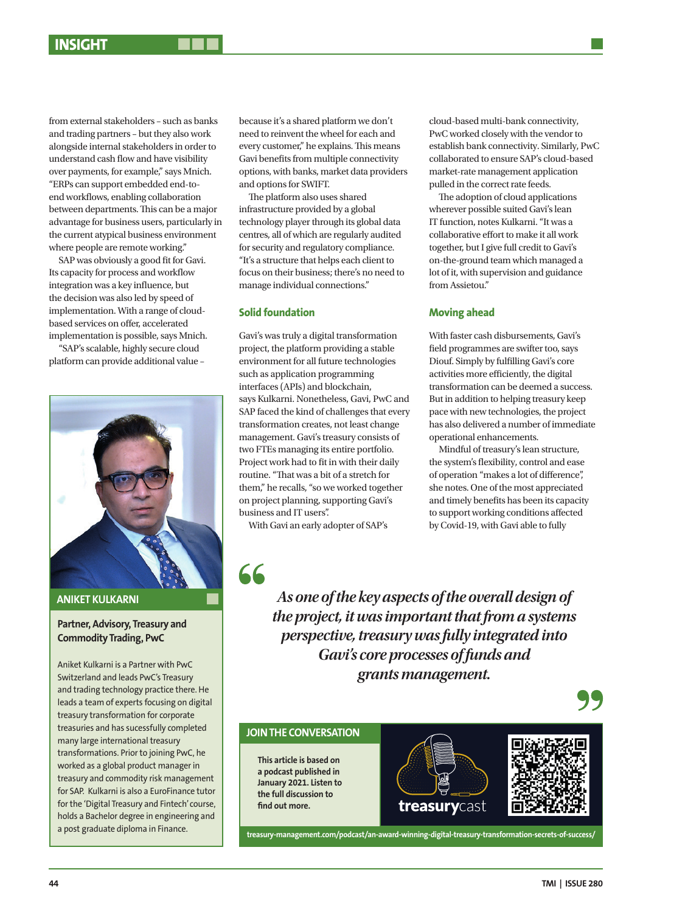from external stakeholders – such as banks and trading partners – but they also work alongside internal stakeholders in order to understand cash flow and have visibility over payments, for example," says Mnich. "ERPs can support embedded end-to-end workflows, enabling collaboration between departments. This can be a major advantage for business users, particularly in the current atypical business environment where people are remote working."

SAP was obviously a good fit for Gavi. Its capacity for process and workflow integration was a key influence, but the decision was also led by speed of implementation. With a range of cloud-based services on offer, accelerated implementation is possible, says Mnich.

"SAP's scalable, highly secure cloud platform can provide additional value – because it's a shared platform we don't need to reinvent the wheel for each and every customer," he explains. This means Gavi benefits from multiple connectivity options, with banks, market data providers and options for SWIFT.

The platform also uses shared infrastructure provided by a global technology player through its global data centres, all of which are regularly audited for security and regulatory compliance. "It's a structure that helps each client to focus on their business; there's no need to manage individual connections."

## Solid foundation

Gavi's was truly a digital transformation project, the platform providing a stable environment for all future technologies such as application programming interfaces (APIs) and blockchain, says Kulkarni. Nonetheless, Gavi, PwC and SAP faced the kind of challenges that every transformation creates, not least change management. Gavi's treasury consists of two FTEs managing its entire portfolio. Project work had to fit in with their daily routine. "That was a bit of a stretch for them," he recalls, "so we worked together on project planning, supporting Gavi's business and IT users".

With Gavi an early adopter of SAP's cloud-based multi-bank connectivity, PwC worked closely with the vendor to establish bank connectivity. Similarly, PwC collaborated to ensure SAP's cloud-based market-rate management application pulled in the correct rate feeds.

The adoption of cloud applications wherever possible suited Gavi's lean IT function, notes Kulkarni. "It was a collaborative effort to make it all work together, but I give full credit to Gavi's on-the-ground team which managed a lot of it, with supervision and guidance from Assietou."

## Moving ahead

With faster cash disbursements, Gavi's field programmes are swifter too, says Diouf. Simply by fulfilling Gavi's core activities more efficiently, the digital transformation can be deemed a success. But in addition to helping treasury keep pace with new technologies, the project has also delivered a number of immediate operational enhancements.

Mindful of treasury's lean structure, the system's flexibility, control and ease of operation "makes a lot of difference", she notes. One of the most appreciated and timely benefits has been its capacity to support working conditions affected by Covid-19, with Gavi able to fully

> *As one of the key aspects of the overall design of the project, it was important that from a systems perspective, treasury was fully integrated into Gavi's core processes of funds and grants management.*

**ANIKET KULKARNI**

**Partner, Advisory, Treasury and Commodity Trading, PwC**

Aniket Kulkarni is a Partner with PwC Switzerland and leads PwC's Treasury and trading technology practice there. He leads a team of experts focusing on digital treasury transformation for corporate treasuries and has sucessfully completed many large international treasury transformations. Prior to joining PwC, he worked as a global product manager in treasury and commodity risk management for SAP. Kulkarni is also a EuroFinance tutor for the 'Digital Treasury and Fintech' course, holds a Bachelor degree in engineering and a post graduate diploma in Finance.

**JOIN THE CONVERSATION**

**This article is based on a podcast published in January 2021. Listen to the full discussion to find out more.**

treasurycast

treasury-management.com/podcast/an-award-winning-digital-treasury-transformation-secrets-of-success/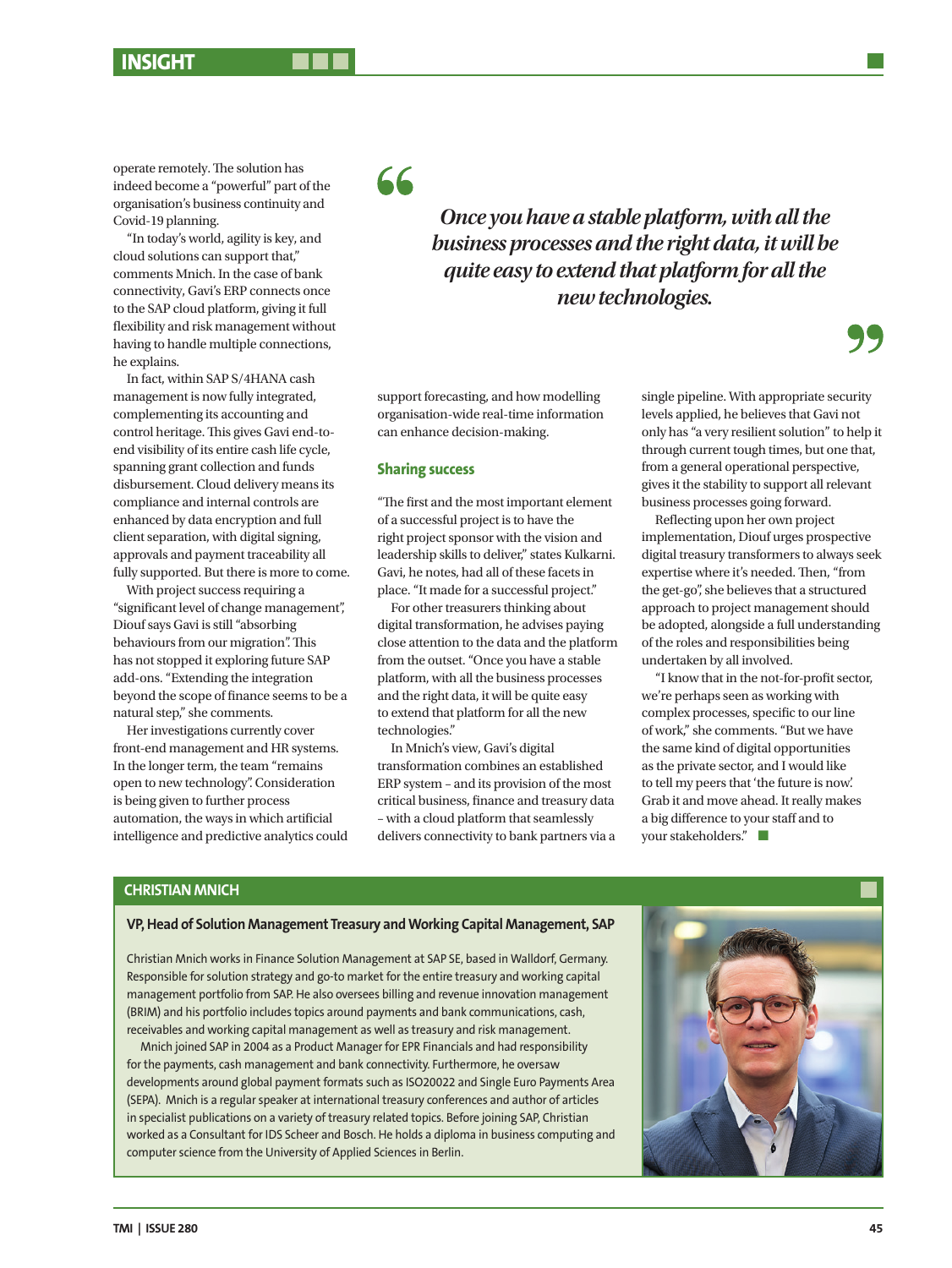operate remotely. The solution has indeed become a "powerful" part of the organisation's business continuity and Covid-19 planning.

"In today's world, agility is key, and cloud solutions can support that," comments Mnich. In the case of bank connectivity, Gavi's ERP connects once to the SAP cloud platform, giving it full flexibility and risk management without having to handle multiple connections, he explains.

In fact, within SAP S/4HANA cash management is now fully integrated, complementing its accounting and control heritage. This gives Gavi end-to-end visibility of its entire cash life cycle, spanning grant collection and funds disbursement. Cloud delivery means its compliance and internal controls are enhanced by data encryption and full client separation, with digital signing, approvals and payment traceability all fully supported. But there is more to come.

With project success requiring a "significant level of change management", Diouf says Gavi is still "absorbing behaviours from our migration". This has not stopped it exploring future SAP add-ons. "Extending the integration beyond the scope of finance seems to be a natural step," she comments.

Her investigations currently cover front-end management and HR systems. In the longer term, the team "remains open to new technology". Consideration is being given to further process automation, the ways in which artificial intelligence and predictive analytics could support forecasting, and how modelling organisation-wide real-time information can enhance decision-making.

> ***Once you have a stable platform, with all the business processes and the right data, it will be quite easy to extend that platform for all the new technologies.***

## Sharing success

"The first and the most important element of a successful project is to have the right project sponsor with the vision and leadership skills to deliver," states Kulkarni. Gavi, he notes, had all of these facets in place. "It made for a successful project."

For other treasurers thinking about digital transformation, he advises paying close attention to the data and the platform from the outset. "Once you have a stable platform, with all the business processes and the right data, it will be quite easy to extend that platform for all the new technologies."

In Mnich's view, Gavi's digital transformation combines an established ERP system – and its provision of the most critical business, finance and treasury data – with a cloud platform that seamlessly delivers connectivity to bank partners via a single pipeline. With appropriate security levels applied, he believes that Gavi not only has "a very resilient solution" to help it through current tough times, but one that, from a general operational perspective, gives it the stability to support all relevant business processes going forward.

Reflecting upon her own project implementation, Diouf urges prospective digital treasury transformers to always seek expertise where it's needed. Then, "from the get-go", she believes that a structured approach to project management should be adopted, alongside a full understanding of the roles and responsibilities being undertaken by all involved.

"I know that in the not-for-profit sector, we're perhaps seen as working with complex processes, specific to our line of work," she comments. "But we have the same kind of digital opportunities as the private sector, and I would like to tell my peers that 'the future is now'. Grab it and move ahead. It really makes a big difference to your staff and to your stakeholders."

## CHRISTIAN MNICH

### VP, Head of Solution Management Treasury and Working Capital Management, SAP

Christian Mnich works in Finance Solution Management at SAP SE, based in Walldorf, Germany. Responsible for solution strategy and go-to market for the entire treasury and working capital management portfolio from SAP. He also oversees billing and revenue innovation management (BRIM) and his portfolio includes topics around payments and bank communications, cash, receivables and working capital management as well as treasury and risk management.

Mnich joined SAP in 2004 as a Product Manager for EPR Financials and had responsibility for the payments, cash management and bank connectivity. Furthermore, he oversaw developments around global payment formats such as ISO20022 and Single Euro Payments Area (SEPA). Mnich is a regular speaker at international treasury conferences and author of articles in specialist publications on a variety of treasury related topics. Before joining SAP, Christian worked as a Consultant for IDS Scheer and Bosch. He holds a diploma in business computing and computer science from the University of Applied Sciences in Berlin.